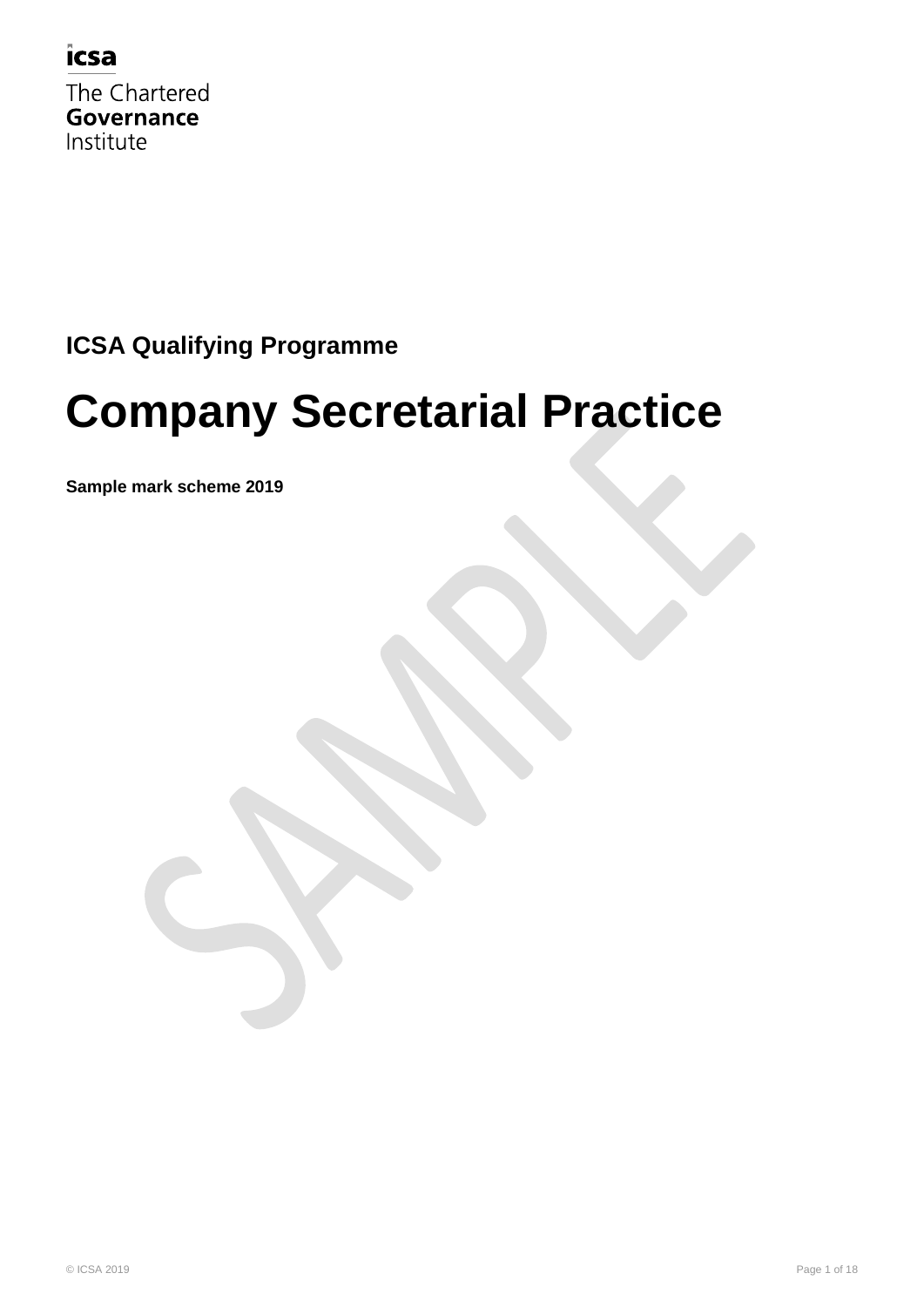icsa

The Chartered
**Governance**
Institute

**ICSA Qualifying Programme**

# Company Secretarial Practice

**Sample mark scheme 2019**

© ICSA 2019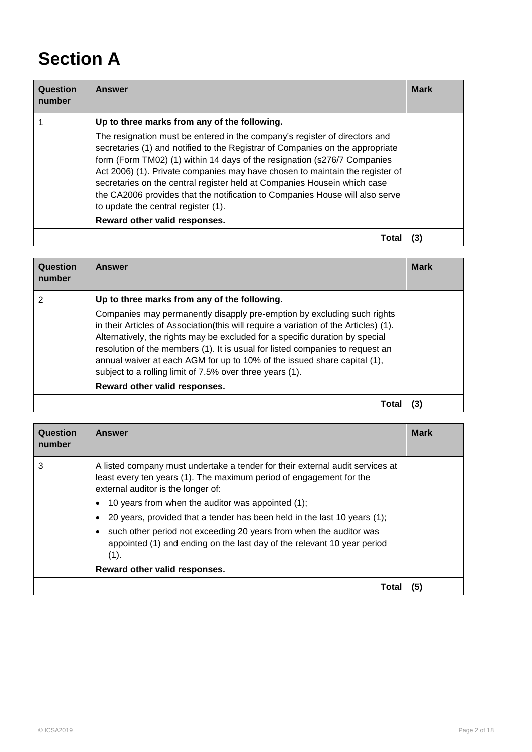# Section A

| Question number | Answer | Mark |
|---|---|---|
| 1 | **Up to three marks from any of the following.**<br><br>The resignation must be entered in the company's register of directors and secretaries (1) and notified to the Registrar of Companies on the appropriate form (Form TM02) (1) within 14 days of the resignation (s276/7 Companies Act 2006) (1). Private companies may have chosen to maintain the register of secretaries on the central register held at Companies Housein which case the CA2006 provides that the notification to Companies House will also serve to update the central register (1).<br><br>**Reward other valid responses.** | |
| | **Total** | **(3)** |

| Question number | Answer | Mark |
|---|---|---|
| 2 | **Up to three marks from any of the following.**<br><br>Companies may permanently disapply pre-emption by excluding such rights in their Articles of Association(this will require a variation of the Articles) (1). Alternatively, the rights may be excluded for a specific duration by special resolution of the members (1). It is usual for listed companies to request an annual waiver at each AGM for up to 10% of the issued share capital (1), subject to a rolling limit of 7.5% over three years (1).<br><br>**Reward other valid responses.** | |
| | **Total** | **(3)** |

| Question number | Answer | Mark |
|---|---|---|
| 3 | A listed company must undertake a tender for their external audit services at least every ten years (1). The maximum period of engagement for the external auditor is the longer of:<br><br>• 10 years from when the auditor was appointed (1);<br>• 20 years, provided that a tender has been held in the last 10 years (1);<br>• such other period not exceeding 20 years from when the auditor was appointed (1) and ending on the last day of the relevant 10 year period (1).<br><br>**Reward other valid responses.** | |
| | **Total** | **(5)** |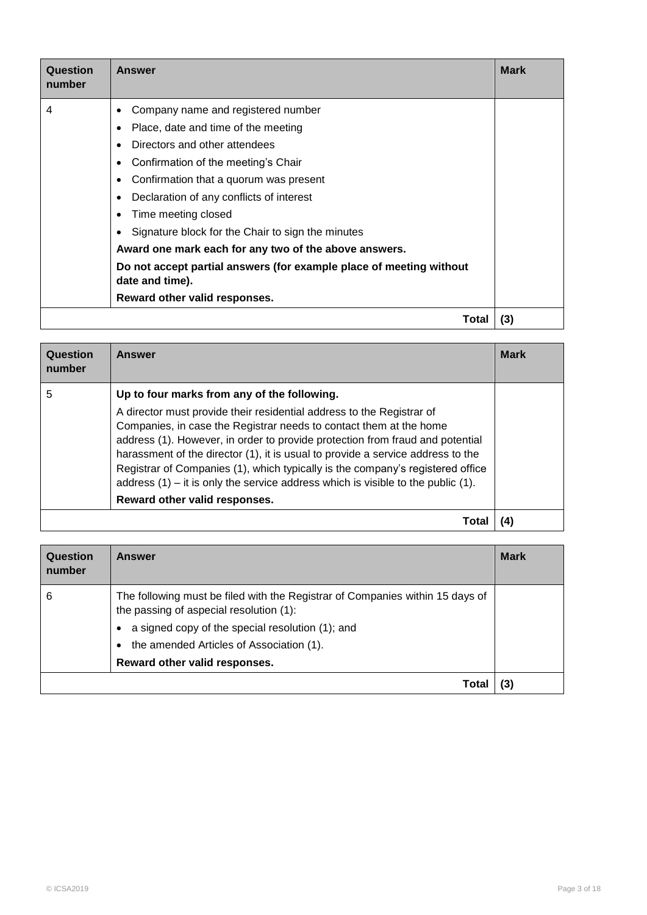| Question number | Answer | Mark |
|---|---|---|
| 4 | • Company name and registered number<br>• Place, date and time of the meeting<br>• Directors and other attendees<br>• Confirmation of the meeting's Chair<br>• Confirmation that a quorum was present<br>• Declaration of any conflicts of interest<br>• Time meeting closed<br>• Signature block for the Chair to sign the minutes<br>**Award one mark each for any two of the above answers.**<br>**Do not accept partial answers (for example place of meeting without date and time).**<br>**Reward other valid responses.** | |
| | **Total** | **(3)** |

| Question number | Answer | Mark |
|---|---|---|
| 5 | **Up to four marks from any of the following.**<br>A director must provide their residential address to the Registrar of Companies, in case the Registrar needs to contact them at the home address (1). However, in order to provide protection from fraud and potential harassment of the director (1), it is usual to provide a service address to the Registrar of Companies (1), which typically is the company's registered office address (1) – it is only the service address which is visible to the public (1).<br>**Reward other valid responses.** | |
| | **Total** | **(4)** |

| Question number | Answer | Mark |
|---|---|---|
| 6 | The following must be filed with the Registrar of Companies within 15 days of the passing of aspecial resolution (1):<br>• a signed copy of the special resolution (1); and<br>• the amended Articles of Association (1).<br>**Reward other valid responses.** | |
| | **Total** | **(3)** |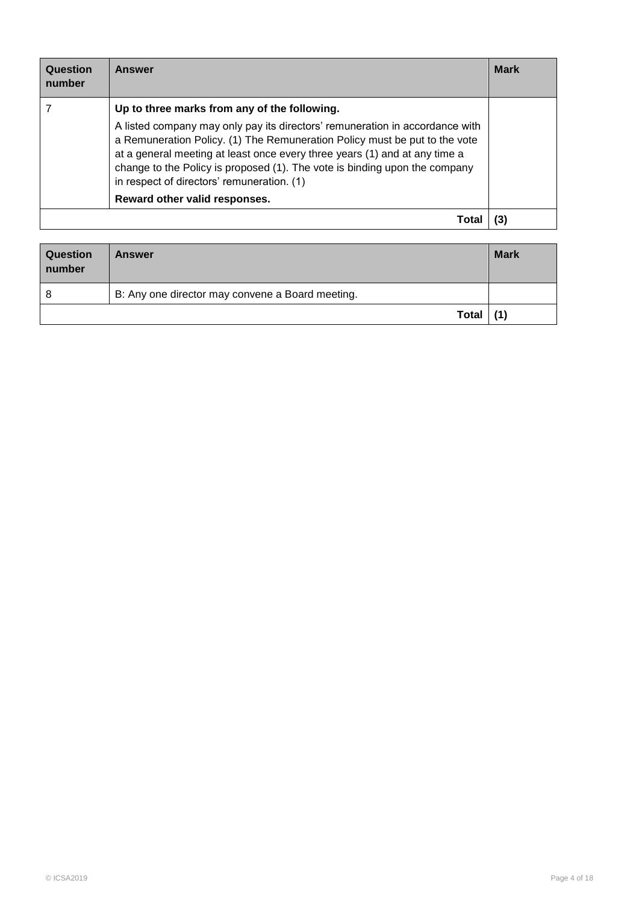| Question number | Answer | Mark |
|---|---|---|
| 7 | **Up to three marks from any of the following.**<br><br>A listed company may only pay its directors' remuneration in accordance with a Remuneration Policy. (1) The Remuneration Policy must be put to the vote at a general meeting at least once every three years (1) and at any time a change to the Policy is proposed (1). The vote is binding upon the company in respect of directors' remuneration. (1)<br><br>**Reward other valid responses.** | |
| | **Total** | **(3)** |

| Question number | Answer | Mark |
|---|---|---|
| 8 | B: Any one director may convene a Board meeting. | |
| | **Total** | **(1)** |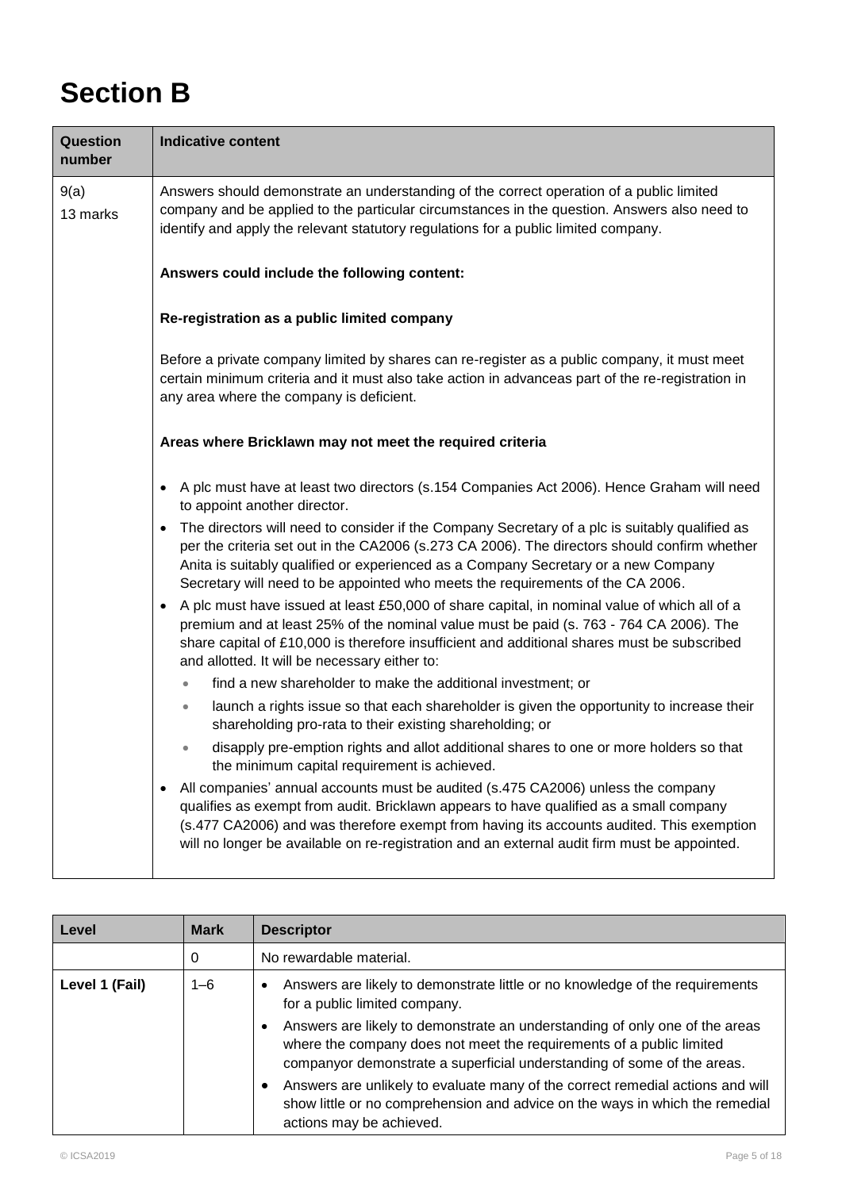# Section B

| Question number | Indicative content |
|---|---|
| 9(a)<br>13 marks | Answers should demonstrate an understanding of the correct operation of a public limited company and be applied to the particular circumstances in the question. Answers also need to identify and apply the relevant statutory regulations for a public limited company.<br><br>**Answers could include the following content:**<br><br>**Re-registration as a public limited company**<br><br>Before a private company limited by shares can re-register as a public company, it must meet certain minimum criteria and it must also take action in advanceas part of the re-registration in any area where the company is deficient.<br><br>**Areas where Bricklawn may not meet the required criteria**<br><br>• A plc must have at least two directors (s.154 Companies Act 2006). Hence Graham will need to appoint another director.<br>• The directors will need to consider if the Company Secretary of a plc is suitably qualified as per the criteria set out in the CA2006 (s.273 CA 2006). The directors should confirm whether Anita is suitably qualified or experienced as a Company Secretary or a new Company Secretary will need to be appointed who meets the requirements of the CA 2006.<br>• A plc must have issued at least £50,000 of share capital, in nominal value of which all of a premium and at least 25% of the nominal value must be paid (s. 763 - 764 CA 2006). The share capital of £10,000 is therefore insufficient and additional shares must be subscribed and allotted. It will be necessary either to:<br>&nbsp;&nbsp;&nbsp;&nbsp;◦ find a new shareholder to make the additional investment; or<br>&nbsp;&nbsp;&nbsp;&nbsp;◦ launch a rights issue so that each shareholder is given the opportunity to increase their shareholding pro-rata to their existing shareholding; or<br>&nbsp;&nbsp;&nbsp;&nbsp;◦ disapply pre-emption rights and allot additional shares to one or more holders so that the minimum capital requirement is achieved.<br>• All companies' annual accounts must be audited (s.475 CA2006) unless the company qualifies as exempt from audit. Bricklawn appears to have qualified as a small company (s.477 CA2006) and was therefore exempt from having its accounts audited. This exemption will no longer be available on re-registration and an external audit firm must be appointed. |

| Level | Mark | Descriptor |
|---|---|---|
| | 0 | No rewardable material. |
| Level 1 (Fail) | 1–6 | • Answers are likely to demonstrate little or no knowledge of the requirements for a public limited company.<br>• Answers are likely to demonstrate an understanding of only one of the areas where the company does not meet the requirements of a public limited companyor demonstrate a superficial understanding of some of the areas.<br>• Answers are unlikely to evaluate many of the correct remedial actions and will show little or no comprehension and advice on the ways in which the remedial actions may be achieved. |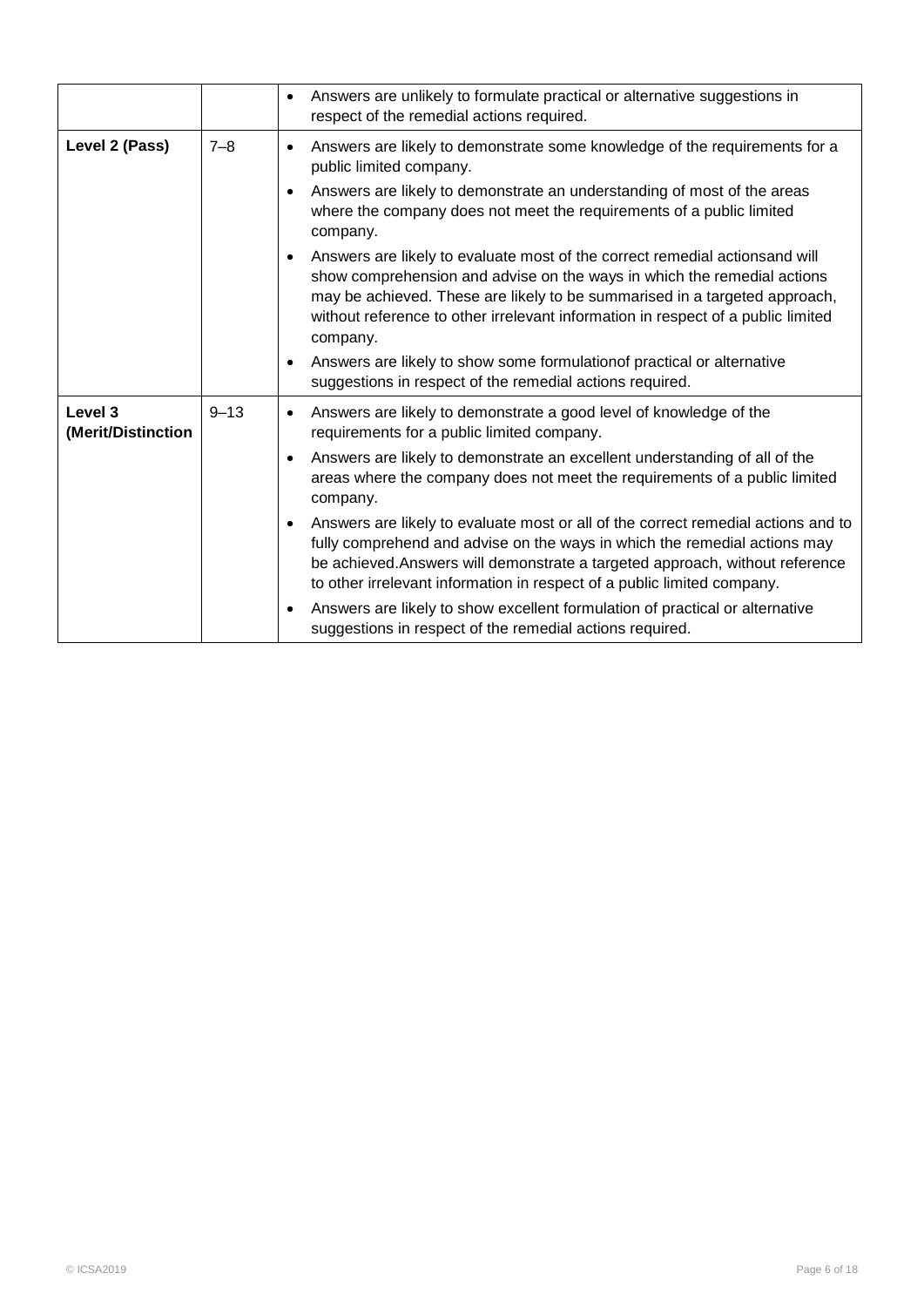| | | |
|---|---|---|
| | | • Answers are unlikely to formulate practical or alternative suggestions in respect of the remedial actions required. |
| **Level 2 (Pass)** | 7–8 | • Answers are likely to demonstrate some knowledge of the requirements for a public limited company.<br>• Answers are likely to demonstrate an understanding of most of the areas where the company does not meet the requirements of a public limited company.<br>• Answers are likely to evaluate most of the correct remedial actionsand will show comprehension and advise on the ways in which the remedial actions may be achieved. These are likely to be summarised in a targeted approach, without reference to other irrelevant information in respect of a public limited company.<br>• Answers are likely to show some formulationof practical or alternative suggestions in respect of the remedial actions required. |
| **Level 3 (Merit/Distinction** | 9–13 | • Answers are likely to demonstrate a good level of knowledge of the requirements for a public limited company.<br>• Answers are likely to demonstrate an excellent understanding of all of the areas where the company does not meet the requirements of a public limited company.<br>• Answers are likely to evaluate most or all of the correct remedial actions and to fully comprehend and advise on the ways in which the remedial actions may be achieved.Answers will demonstrate a targeted approach, without reference to other irrelevant information in respect of a public limited company.<br>• Answers are likely to show excellent formulation of practical or alternative suggestions in respect of the remedial actions required. |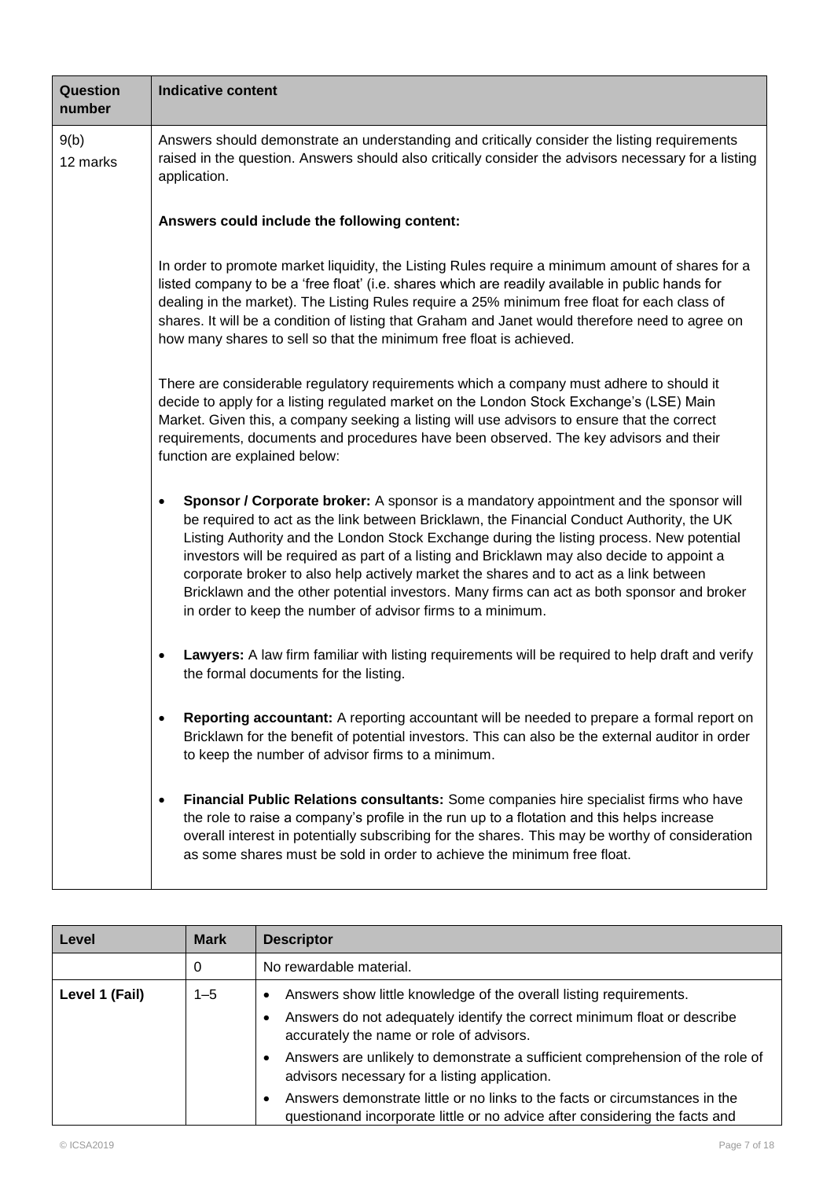| Question number | Indicative content |
|---|---|
| 9(b)<br>12 marks | Answers should demonstrate an understanding and critically consider the listing requirements raised in the question. Answers should also critically consider the advisors necessary for a listing application.<br><br>**Answers could include the following content:**<br><br>In order to promote market liquidity, the Listing Rules require a minimum amount of shares for a listed company to be a 'free float' (i.e. shares which are readily available in public hands for dealing in the market). The Listing Rules require a 25% minimum free float for each class of shares. It will be a condition of listing that Graham and Janet would therefore need to agree on how many shares to sell so that the minimum free float is achieved.<br><br>There are considerable regulatory requirements which a company must adhere to should it decide to apply for a listing regulated market on the London Stock Exchange's (LSE) Main Market. Given this, a company seeking a listing will use advisors to ensure that the correct requirements, documents and procedures have been observed. The key advisors and their function are explained below:<br><br>• **Sponsor / Corporate broker:** A sponsor is a mandatory appointment and the sponsor will be required to act as the link between Bricklawn, the Financial Conduct Authority, the UK Listing Authority and the London Stock Exchange during the listing process. New potential investors will be required as part of a listing and Bricklawn may also decide to appoint a corporate broker to also help actively market the shares and to act as a link between Bricklawn and the other potential investors. Many firms can act as both sponsor and broker in order to keep the number of advisor firms to a minimum.<br><br>• **Lawyers:** A law firm familiar with listing requirements will be required to help draft and verify the formal documents for the listing.<br><br>• **Reporting accountant:** A reporting accountant will be needed to prepare a formal report on Bricklawn for the benefit of potential investors. This can also be the external auditor in order to keep the number of advisor firms to a minimum.<br><br>• **Financial Public Relations consultants:** Some companies hire specialist firms who have the role to raise a company's profile in the run up to a flotation and this helps increase overall interest in potentially subscribing for the shares. This may be worthy of consideration as some shares must be sold in order to achieve the minimum free float. |

| Level | Mark | Descriptor |
|---|---|---|
| | 0 | No rewardable material. |
| Level 1 (Fail) | 1–5 | • Answers show little knowledge of the overall listing requirements.<br>• Answers do not adequately identify the correct minimum float or describe accurately the name or role of advisors.<br>• Answers are unlikely to demonstrate a sufficient comprehension of the role of advisors necessary for a listing application.<br>• Answers demonstrate little or no links to the facts or circumstances in the questionand incorporate little or no advice after considering the facts and |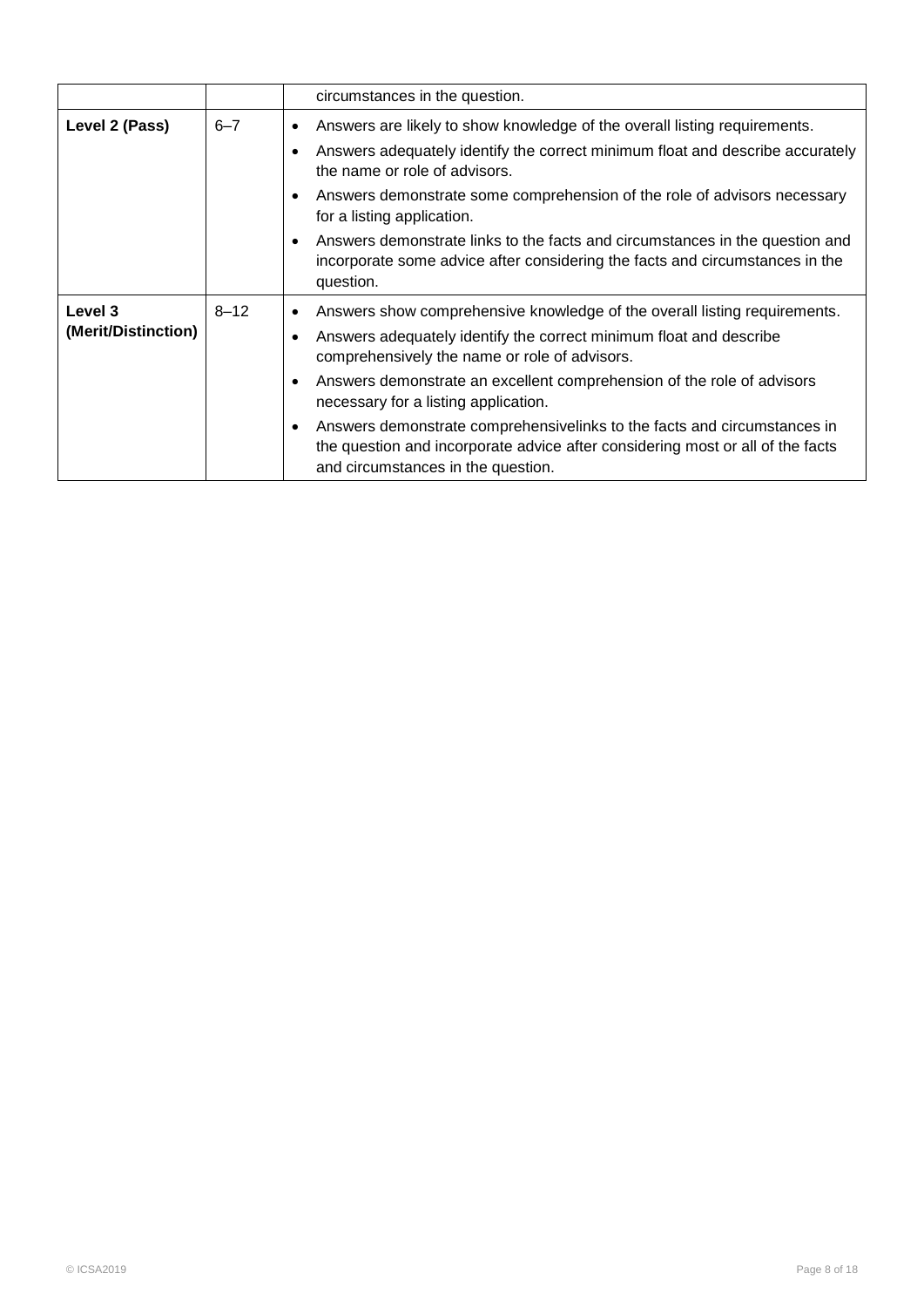| | | |
|---|---|---|
| | | circumstances in the question. |
| **Level 2 (Pass)** | 6–7 | • Answers are likely to show knowledge of the overall listing requirements.<br>• Answers adequately identify the correct minimum float and describe accurately the name or role of advisors.<br>• Answers demonstrate some comprehension of the role of advisors necessary for a listing application.<br>• Answers demonstrate links to the facts and circumstances in the question and incorporate some advice after considering the facts and circumstances in the question. |
| **Level 3 (Merit/Distinction)** | 8–12 | • Answers show comprehensive knowledge of the overall listing requirements.<br>• Answers adequately identify the correct minimum float and describe comprehensively the name or role of advisors.<br>• Answers demonstrate an excellent comprehension of the role of advisors necessary for a listing application.<br>• Answers demonstrate comprehensivelinks to the facts and circumstances in the question and incorporate advice after considering most or all of the facts and circumstances in the question. |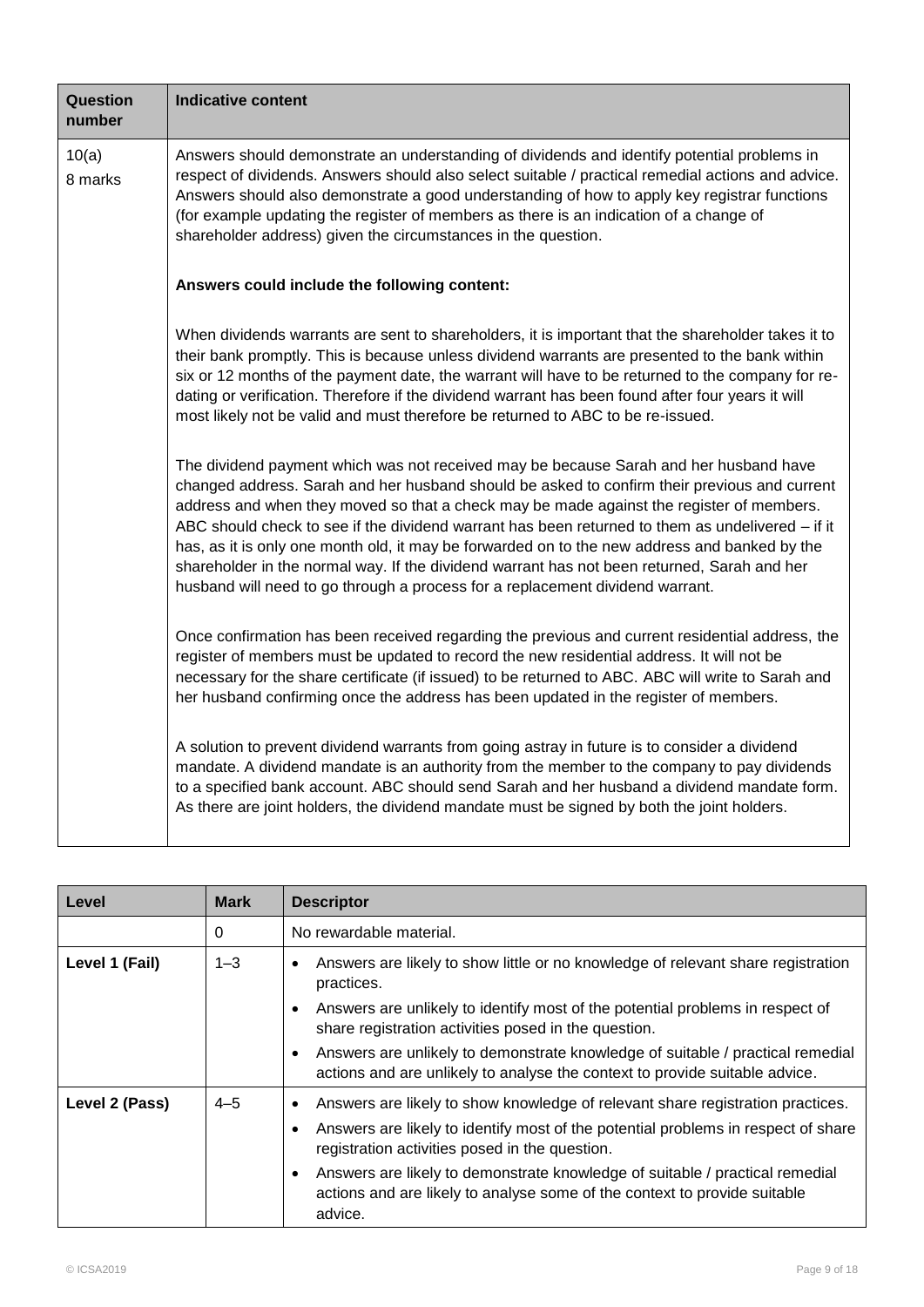| Question number | Indicative content |
|---|---|
| 10(a)<br>8 marks | Answers should demonstrate an understanding of dividends and identify potential problems in respect of dividends. Answers should also select suitable / practical remedial actions and advice. Answers should also demonstrate a good understanding of how to apply key registrar functions (for example updating the register of members as there is an indication of a change of shareholder address) given the circumstances in the question.<br><br>**Answers could include the following content:**<br><br>When dividends warrants are sent to shareholders, it is important that the shareholder takes it to their bank promptly. This is because unless dividend warrants are presented to the bank within six or 12 months of the payment date, the warrant will have to be returned to the company for re-dating or verification. Therefore if the dividend warrant has been found after four years it will most likely not be valid and must therefore be returned to ABC to be re-issued.<br><br>The dividend payment which was not received may be because Sarah and her husband have changed address. Sarah and her husband should be asked to confirm their previous and current address and when they moved so that a check may be made against the register of members. ABC should check to see if the dividend warrant has been returned to them as undelivered – if it has, as it is only one month old, it may be forwarded on to the new address and banked by the shareholder in the normal way. If the dividend warrant has not been returned, Sarah and her husband will need to go through a process for a replacement dividend warrant.<br><br>Once confirmation has been received regarding the previous and current residential address, the register of members must be updated to record the new residential address. It will not be necessary for the share certificate (if issued) to be returned to ABC. ABC will write to Sarah and her husband confirming once the address has been updated in the register of members.<br><br>A solution to prevent dividend warrants from going astray in future is to consider a dividend mandate. A dividend mandate is an authority from the member to the company to pay dividends to a specified bank account. ABC should send Sarah and her husband a dividend mandate form. As there are joint holders, the dividend mandate must be signed by both the joint holders. |

| Level | Mark | Descriptor |
|---|---|---|
| | 0 | No rewardable material. |
| Level 1 (Fail) | 1–3 | • Answers are likely to show little or no knowledge of relevant share registration practices.<br>• Answers are unlikely to identify most of the potential problems in respect of share registration activities posed in the question.<br>• Answers are unlikely to demonstrate knowledge of suitable / practical remedial actions and are unlikely to analyse the context to provide suitable advice. |
| Level 2 (Pass) | 4–5 | • Answers are likely to show knowledge of relevant share registration practices.<br>• Answers are likely to identify most of the potential problems in respect of share registration activities posed in the question.<br>• Answers are likely to demonstrate knowledge of suitable / practical remedial actions and are likely to analyse some of the context to provide suitable advice. |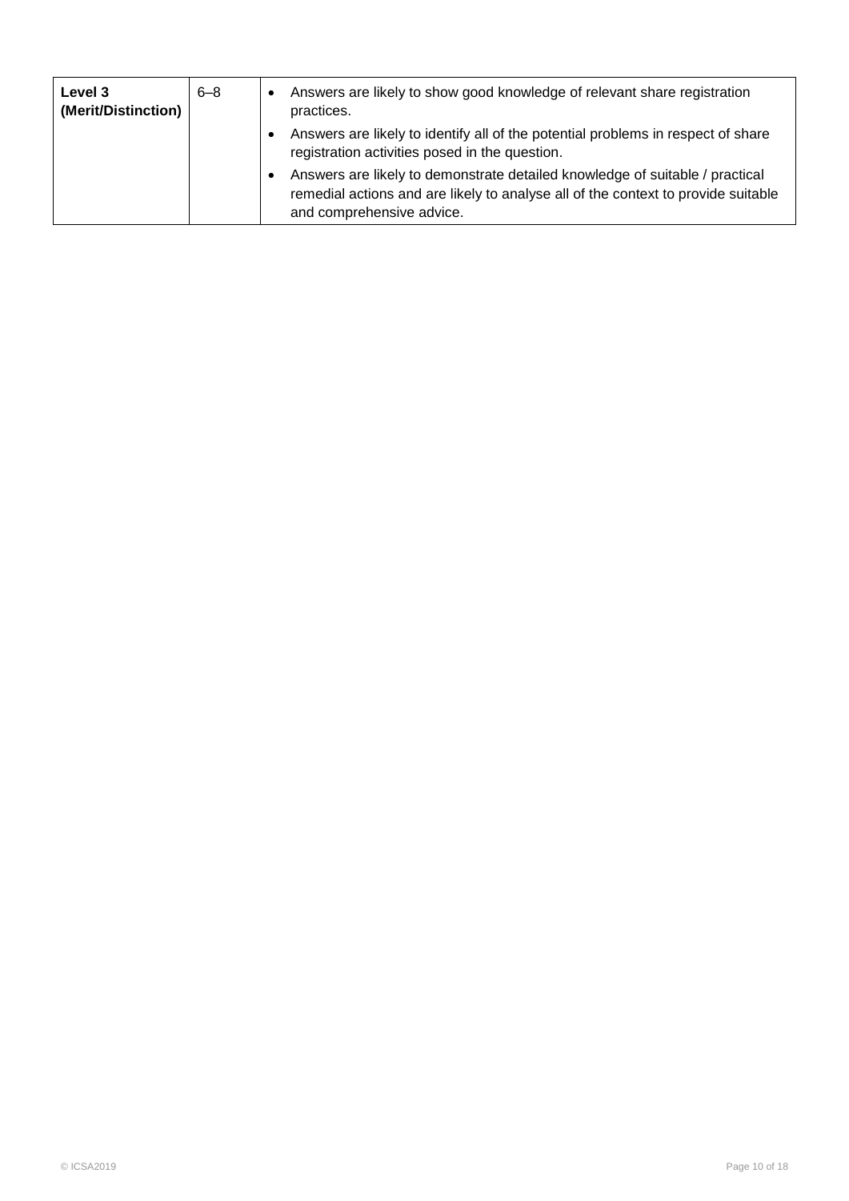| Level 3 (Merit/Distinction) | 6–8 | • Answers are likely to show good knowledge of relevant share registration practices.<br>• Answers are likely to identify all of the potential problems in respect of share registration activities posed in the question.<br>• Answers are likely to demonstrate detailed knowledge of suitable / practical remedial actions and are likely to analyse all of the context to provide suitable and comprehensive advice. |
|---|---|---|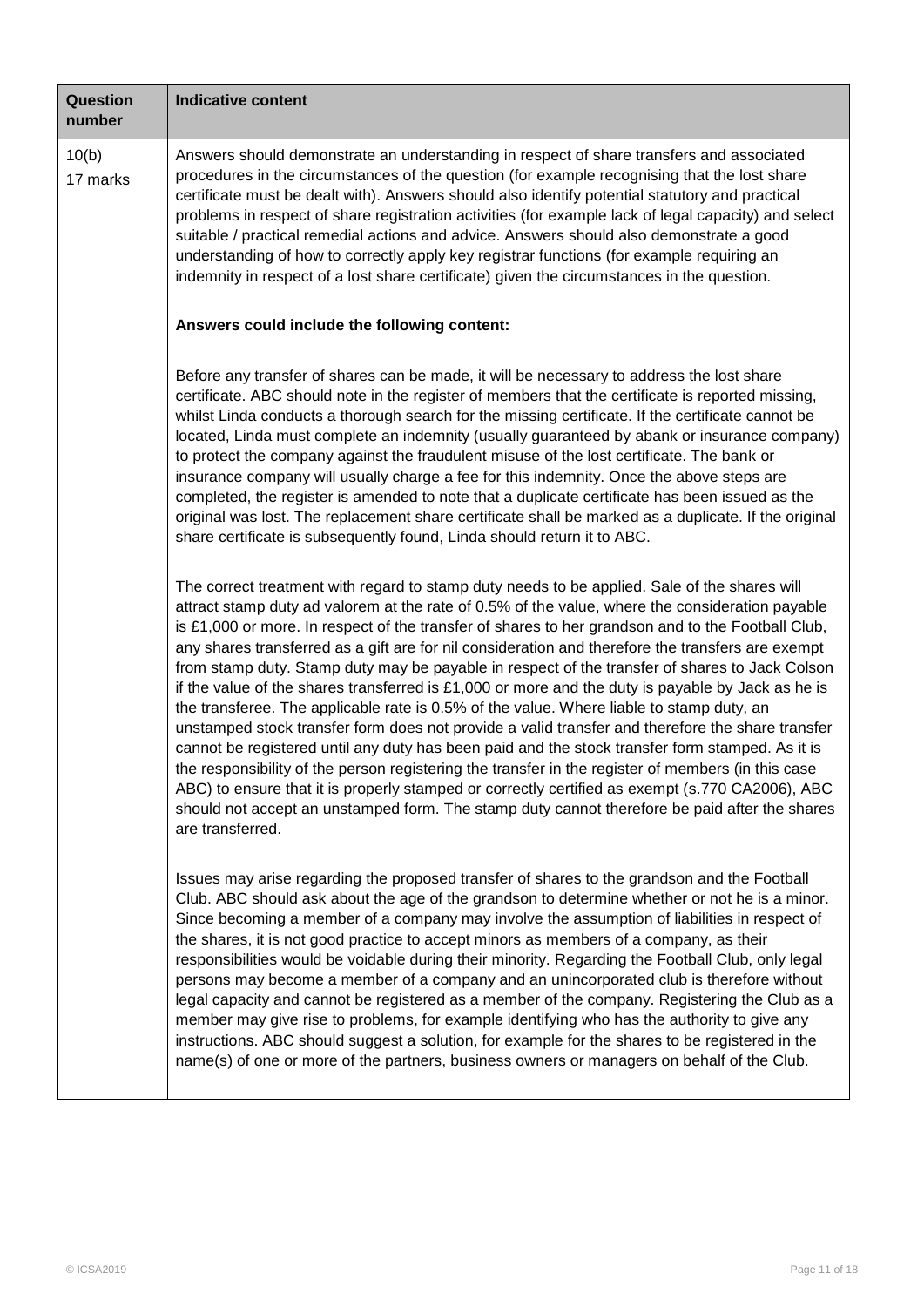| Question number | Indicative content |
|---|---|
| 10(b)<br>17 marks | Answers should demonstrate an understanding in respect of share transfers and associated procedures in the circumstances of the question (for example recognising that the lost share certificate must be dealt with). Answers should also identify potential statutory and practical problems in respect of share registration activities (for example lack of legal capacity) and select suitable / practical remedial actions and advice. Answers should also demonstrate a good understanding of how to correctly apply key registrar functions (for example requiring an indemnity in respect of a lost share certificate) given the circumstances in the question.<br><br>**Answers could include the following content:**<br><br>Before any transfer of shares can be made, it will be necessary to address the lost share certificate. ABC should note in the register of members that the certificate is reported missing, whilst Linda conducts a thorough search for the missing certificate. If the certificate cannot be located, Linda must complete an indemnity (usually guaranteed by abank or insurance company) to protect the company against the fraudulent misuse of the lost certificate. The bank or insurance company will usually charge a fee for this indemnity. Once the above steps are completed, the register is amended to note that a duplicate certificate has been issued as the original was lost. The replacement share certificate shall be marked as a duplicate. If the original share certificate is subsequently found, Linda should return it to ABC.<br><br>The correct treatment with regard to stamp duty needs to be applied. Sale of the shares will attract stamp duty ad valorem at the rate of 0.5% of the value, where the consideration payable is £1,000 or more. In respect of the transfer of shares to her grandson and to the Football Club, any shares transferred as a gift are for nil consideration and therefore the transfers are exempt from stamp duty. Stamp duty may be payable in respect of the transfer of shares to Jack Colson if the value of the shares transferred is £1,000 or more and the duty is payable by Jack as he is the transferee. The applicable rate is 0.5% of the value. Where liable to stamp duty, an unstamped stock transfer form does not provide a valid transfer and therefore the share transfer cannot be registered until any duty has been paid and the stock transfer form stamped. As it is the responsibility of the person registering the transfer in the register of members (in this case ABC) to ensure that it is properly stamped or correctly certified as exempt (s.770 CA2006), ABC should not accept an unstamped form. The stamp duty cannot therefore be paid after the shares are transferred.<br><br>Issues may arise regarding the proposed transfer of shares to the grandson and the Football Club. ABC should ask about the age of the grandson to determine whether or not he is a minor. Since becoming a member of a company may involve the assumption of liabilities in respect of the shares, it is not good practice to accept minors as members of a company, as their responsibilities would be voidable during their minority. Regarding the Football Club, only legal persons may become a member of a company and an unincorporated club is therefore without legal capacity and cannot be registered as a member of the company. Registering the Club as a member may give rise to problems, for example identifying who has the authority to give any instructions. ABC should suggest a solution, for example for the shares to be registered in the name(s) of one or more of the partners, business owners or managers on behalf of the Club. |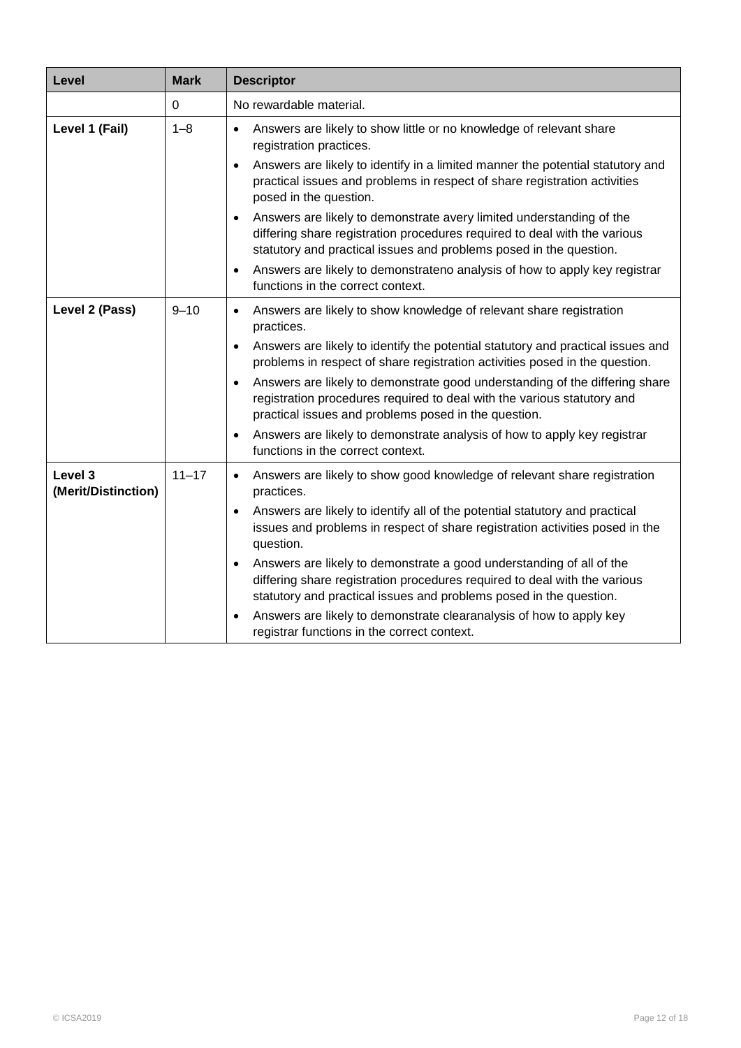| Level | Mark | Descriptor |
|---|---|---|
| | 0 | No rewardable material. |
| **Level 1 (Fail)** | 1–8 | • Answers are likely to show little or no knowledge of relevant share registration practices.<br>• Answers are likely to identify in a limited manner the potential statutory and practical issues and problems in respect of share registration activities posed in the question.<br>• Answers are likely to demonstrate avery limited understanding of the differing share registration procedures required to deal with the various statutory and practical issues and problems posed in the question.<br>• Answers are likely to demonstrateno analysis of how to apply key registrar functions in the correct context. |
| **Level 2 (Pass)** | 9–10 | • Answers are likely to show knowledge of relevant share registration practices.<br>• Answers are likely to identify the potential statutory and practical issues and problems in respect of share registration activities posed in the question.<br>• Answers are likely to demonstrate good understanding of the differing share registration procedures required to deal with the various statutory and practical issues and problems posed in the question.<br>• Answers are likely to demonstrate analysis of how to apply key registrar functions in the correct context. |
| **Level 3 (Merit/Distinction)** | 11–17 | • Answers are likely to show good knowledge of relevant share registration practices.<br>• Answers are likely to identify all of the potential statutory and practical issues and problems in respect of share registration activities posed in the question.<br>• Answers are likely to demonstrate a good understanding of all of the differing share registration procedures required to deal with the various statutory and practical issues and problems posed in the question.<br>• Answers are likely to demonstrate clearanalysis of how to apply key registrar functions in the correct context. |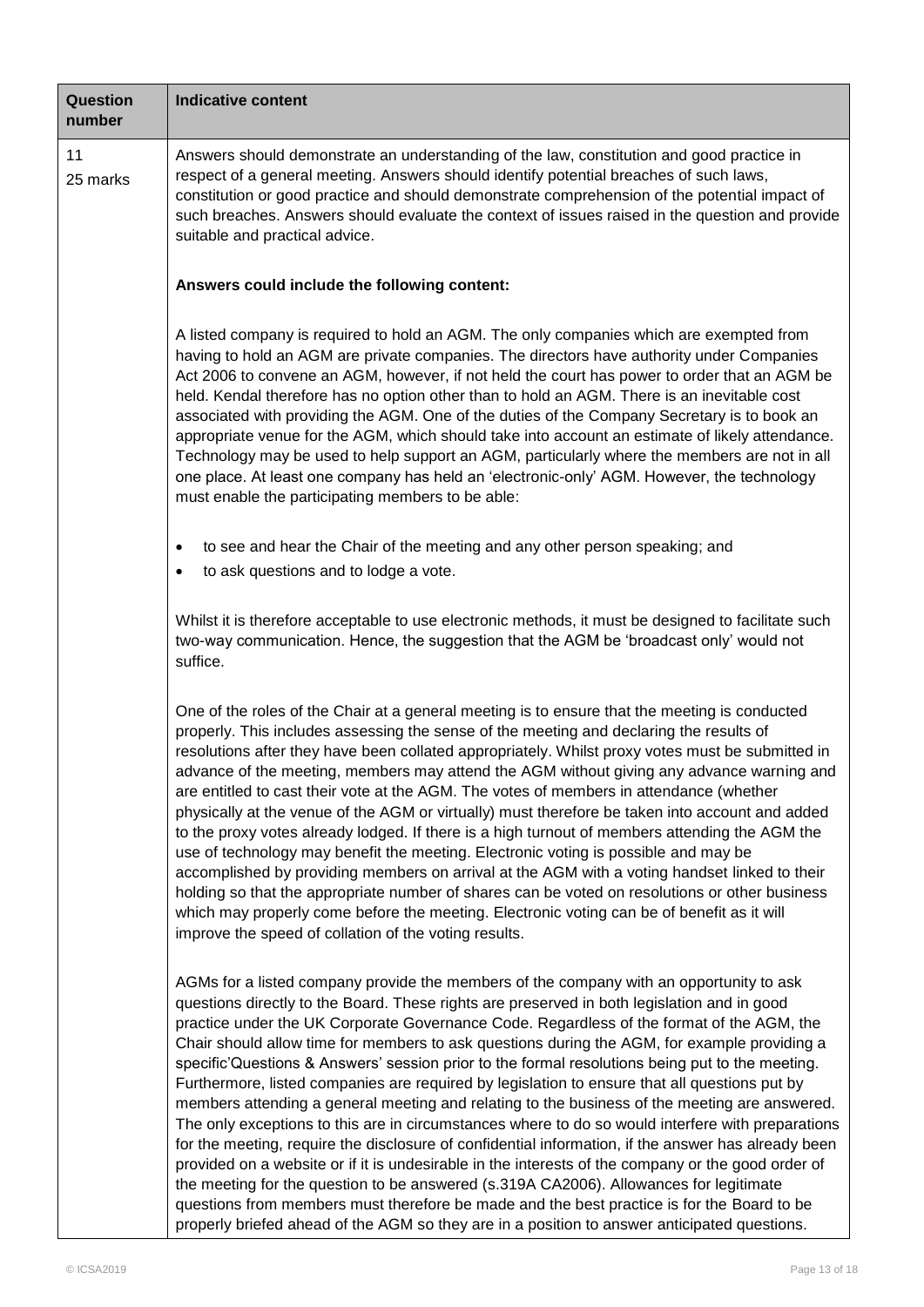| Question number | Indicative content |
|---|---|
| 11<br>25 marks | Answers should demonstrate an understanding of the law, constitution and good practice in respect of a general meeting. Answers should identify potential breaches of such laws, constitution or good practice and should demonstrate comprehension of the potential impact of such breaches. Answers should evaluate the context of issues raised in the question and provide suitable and practical advice.<br><br>**Answers could include the following content:**<br><br>A listed company is required to hold an AGM. The only companies which are exempted from having to hold an AGM are private companies. The directors have authority under Companies Act 2006 to convene an AGM, however, if not held the court has power to order that an AGM be held. Kendal therefore has no option other than to hold an AGM. There is an inevitable cost associated with providing the AGM. One of the duties of the Company Secretary is to book an appropriate venue for the AGM, which should take into account an estimate of likely attendance. Technology may be used to help support an AGM, particularly where the members are not in all one place. At least one company has held an 'electronic-only' AGM. However, the technology must enable the participating members to be able:<br><br>• to see and hear the Chair of the meeting and any other person speaking; and<br>• to ask questions and to lodge a vote.<br><br>Whilst it is therefore acceptable to use electronic methods, it must be designed to facilitate such two-way communication. Hence, the suggestion that the AGM be 'broadcast only' would not suffice.<br><br>One of the roles of the Chair at a general meeting is to ensure that the meeting is conducted properly. This includes assessing the sense of the meeting and declaring the results of resolutions after they have been collated appropriately. Whilst proxy votes must be submitted in advance of the meeting, members may attend the AGM without giving any advance warning and are entitled to cast their vote at the AGM. The votes of members in attendance (whether physically at the venue of the AGM or virtually) must therefore be taken into account and added to the proxy votes already lodged. If there is a high turnout of members attending the AGM the use of technology may benefit the meeting. Electronic voting is possible and may be accomplished by providing members on arrival at the AGM with a voting handset linked to their holding so that the appropriate number of shares can be voted on resolutions or other business which may properly come before the meeting. Electronic voting can be of benefit as it will improve the speed of collation of the voting results.<br><br>AGMs for a listed company provide the members of the company with an opportunity to ask questions directly to the Board. These rights are preserved in both legislation and in good practice under the UK Corporate Governance Code. Regardless of the format of the AGM, the Chair should allow time for members to ask questions during the AGM, for example providing a specific'Questions & Answers' session prior to the formal resolutions being put to the meeting. Furthermore, listed companies are required by legislation to ensure that all questions put by members attending a general meeting and relating to the business of the meeting are answered. The only exceptions to this are in circumstances where to do so would interfere with preparations for the meeting, require the disclosure of confidential information, if the answer has already been provided on a website or if it is undesirable in the interests of the company or the good order of the meeting for the question to be answered (s.319A CA2006). Allowances for legitimate questions from members must therefore be made and the best practice is for the Board to be properly briefed ahead of the AGM so they are in a position to answer anticipated questions. |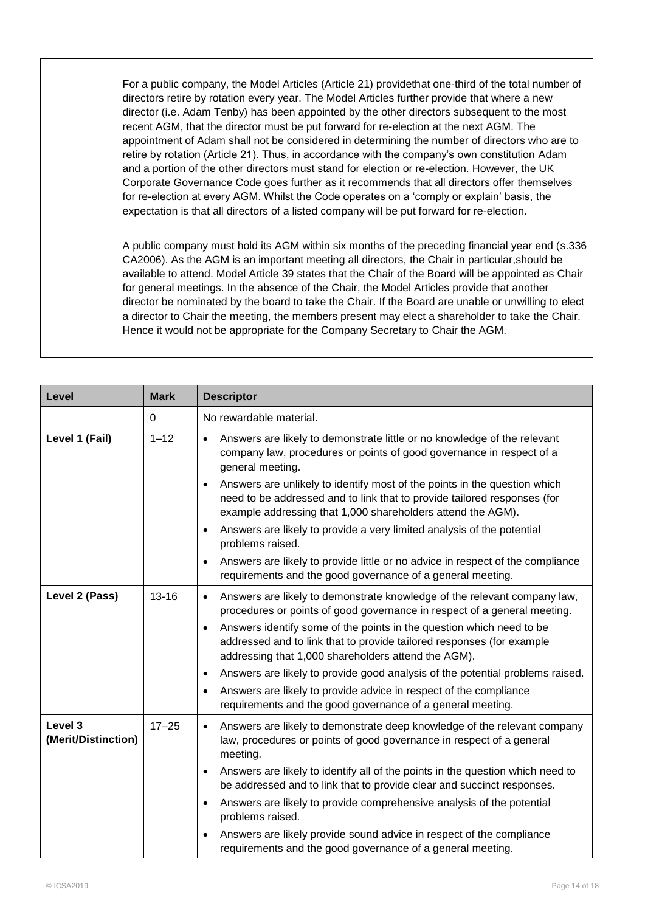| | |
|---|---|
| | For a public company, the Model Articles (Article 21) providethat one-third of the total number of directors retire by rotation every year. The Model Articles further provide that where a new director (i.e. Adam Tenby) has been appointed by the other directors subsequent to the most recent AGM, that the director must be put forward for re-election at the next AGM. The appointment of Adam shall not be considered in determining the number of directors who are to retire by rotation (Article 21). Thus, in accordance with the company's own constitution Adam and a portion of the other directors must stand for election or re-election. However, the UK Corporate Governance Code goes further as it recommends that all directors offer themselves for re-election at every AGM. Whilst the Code operates on a 'comply or explain' basis, the expectation is that all directors of a listed company will be put forward for re-election.<br><br>A public company must hold its AGM within six months of the preceding financial year end (s.336 CA2006). As the AGM is an important meeting all directors, the Chair in particular,should be available to attend. Model Article 39 states that the Chair of the Board will be appointed as Chair for general meetings. In the absence of the Chair, the Model Articles provide that another director be nominated by the board to take the Chair. If the Board are unable or unwilling to elect a director to Chair the meeting, the members present may elect a shareholder to take the Chair. Hence it would not be appropriate for the Company Secretary to Chair the AGM. |

| Level | Mark | Descriptor |
|---|---|---|
| | 0 | No rewardable material. |
| **Level 1 (Fail)** | 1–12 | • Answers are likely to demonstrate little or no knowledge of the relevant company law, procedures or points of good governance in respect of a general meeting.<br>• Answers are unlikely to identify most of the points in the question which need to be addressed and to link that to provide tailored responses (for example addressing that 1,000 shareholders attend the AGM).<br>• Answers are likely to provide a very limited analysis of the potential problems raised.<br>• Answers are likely to provide little or no advice in respect of the compliance requirements and the good governance of a general meeting. |
| **Level 2 (Pass)** | 13-16 | • Answers are likely to demonstrate knowledge of the relevant company law, procedures or points of good governance in respect of a general meeting.<br>• Answers identify some of the points in the question which need to be addressed and to link that to provide tailored responses (for example addressing that 1,000 shareholders attend the AGM).<br>• Answers are likely to provide good analysis of the potential problems raised.<br>• Answers are likely to provide advice in respect of the compliance requirements and the good governance of a general meeting. |
| **Level 3 (Merit/Distinction)** | 17–25 | • Answers are likely to demonstrate deep knowledge of the relevant company law, procedures or points of good governance in respect of a general meeting.<br>• Answers are likely to identify all of the points in the question which need to be addressed and to link that to provide clear and succinct responses.<br>• Answers are likely to provide comprehensive analysis of the potential problems raised.<br>• Answers are likely provide sound advice in respect of the compliance requirements and the good governance of a general meeting. |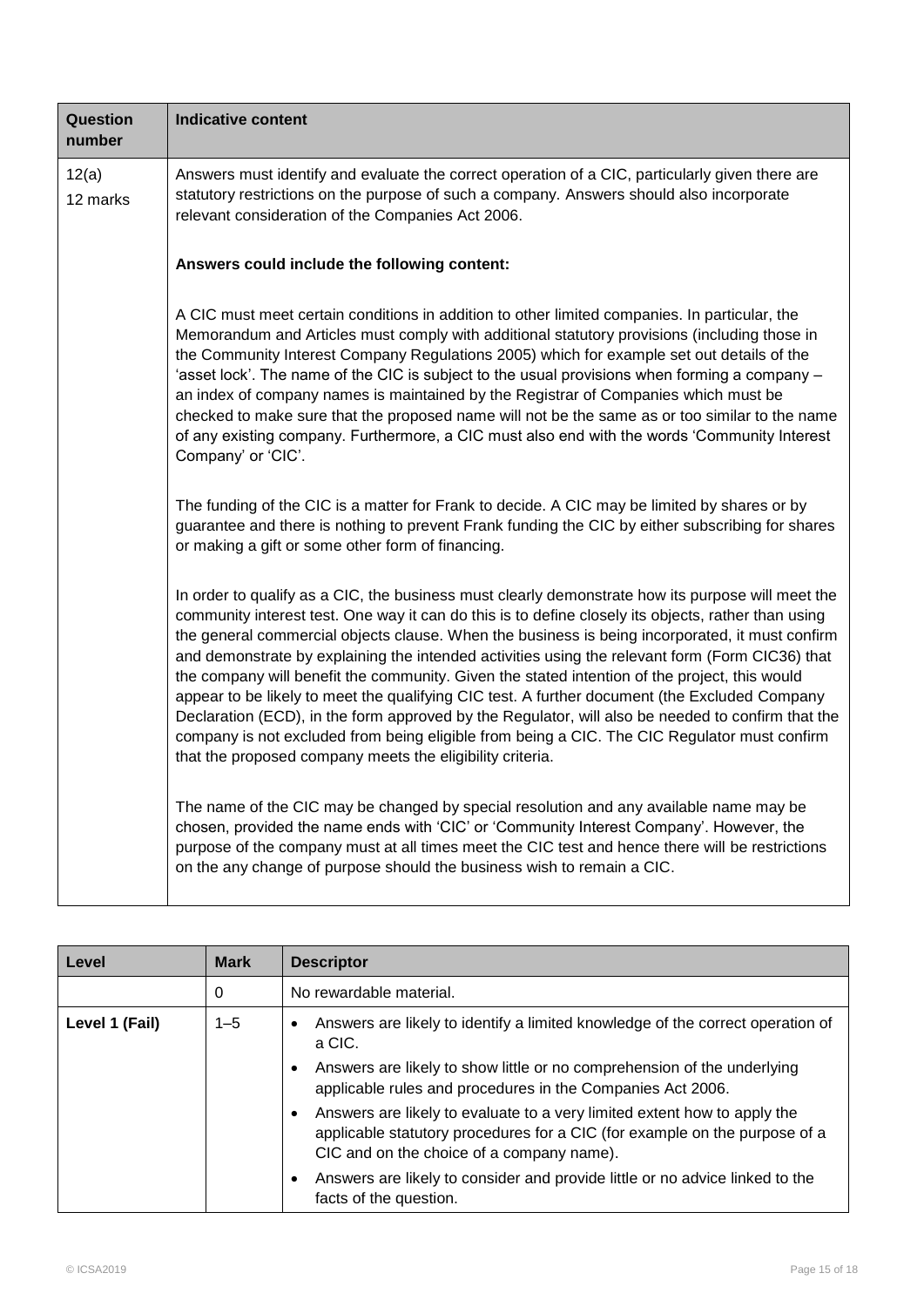| Question number | Indicative content |
|---|---|
| 12(a)<br>12 marks | Answers must identify and evaluate the correct operation of a CIC, particularly given there are statutory restrictions on the purpose of such a company. Answers should also incorporate relevant consideration of the Companies Act 2006.<br><br>**Answers could include the following content:**<br><br>A CIC must meet certain conditions in addition to other limited companies. In particular, the Memorandum and Articles must comply with additional statutory provisions (including those in the Community Interest Company Regulations 2005) which for example set out details of the 'asset lock'. The name of the CIC is subject to the usual provisions when forming a company – an index of company names is maintained by the Registrar of Companies which must be checked to make sure that the proposed name will not be the same as or too similar to the name of any existing company. Furthermore, a CIC must also end with the words 'Community Interest Company' or 'CIC'.<br><br>The funding of the CIC is a matter for Frank to decide. A CIC may be limited by shares or by guarantee and there is nothing to prevent Frank funding the CIC by either subscribing for shares or making a gift or some other form of financing.<br><br>In order to qualify as a CIC, the business must clearly demonstrate how its purpose will meet the community interest test. One way it can do this is to define closely its objects, rather than using the general commercial objects clause. When the business is being incorporated, it must confirm and demonstrate by explaining the intended activities using the relevant form (Form CIC36) that the company will benefit the community. Given the stated intention of the project, this would appear to be likely to meet the qualifying CIC test. A further document (the Excluded Company Declaration (ECD), in the form approved by the Regulator, will also be needed to confirm that the company is not excluded from being eligible from being a CIC. The CIC Regulator must confirm that the proposed company meets the eligibility criteria.<br><br>The name of the CIC may be changed by special resolution and any available name may be chosen, provided the name ends with 'CIC' or 'Community Interest Company'. However, the purpose of the company must at all times meet the CIC test and hence there will be restrictions on the any change of purpose should the business wish to remain a CIC. |

| Level | Mark | Descriptor |
|---|---|---|
| | 0 | No rewardable material. |
| Level 1 (Fail) | 1–5 | • Answers are likely to identify a limited knowledge of the correct operation of a CIC.<br>• Answers are likely to show little or no comprehension of the underlying applicable rules and procedures in the Companies Act 2006.<br>• Answers are likely to evaluate to a very limited extent how to apply the applicable statutory procedures for a CIC (for example on the purpose of a CIC and on the choice of a company name).<br>• Answers are likely to consider and provide little or no advice linked to the facts of the question. |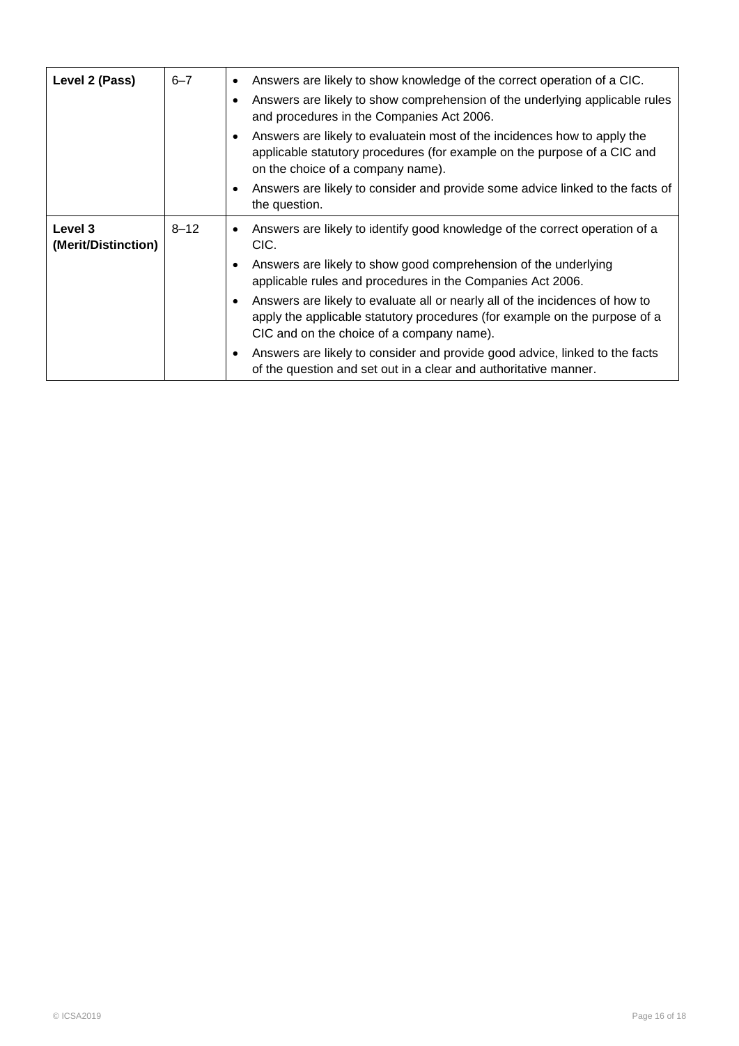| | | |
|---|---|---|
| **Level 2 (Pass)** | 6–7 | • Answers are likely to show knowledge of the correct operation of a CIC.<br>• Answers are likely to show comprehension of the underlying applicable rules and procedures in the Companies Act 2006.<br>• Answers are likely to evaluatein most of the incidences how to apply the applicable statutory procedures (for example on the purpose of a CIC and on the choice of a company name).<br>• Answers are likely to consider and provide some advice linked to the facts of the question. |
| **Level 3 (Merit/Distinction)** | 8–12 | • Answers are likely to identify good knowledge of the correct operation of a CIC.<br>• Answers are likely to show good comprehension of the underlying applicable rules and procedures in the Companies Act 2006.<br>• Answers are likely to evaluate all or nearly all of the incidences of how to apply the applicable statutory procedures (for example on the purpose of a CIC and on the choice of a company name).<br>• Answers are likely to consider and provide good advice, linked to the facts of the question and set out in a clear and authoritative manner. |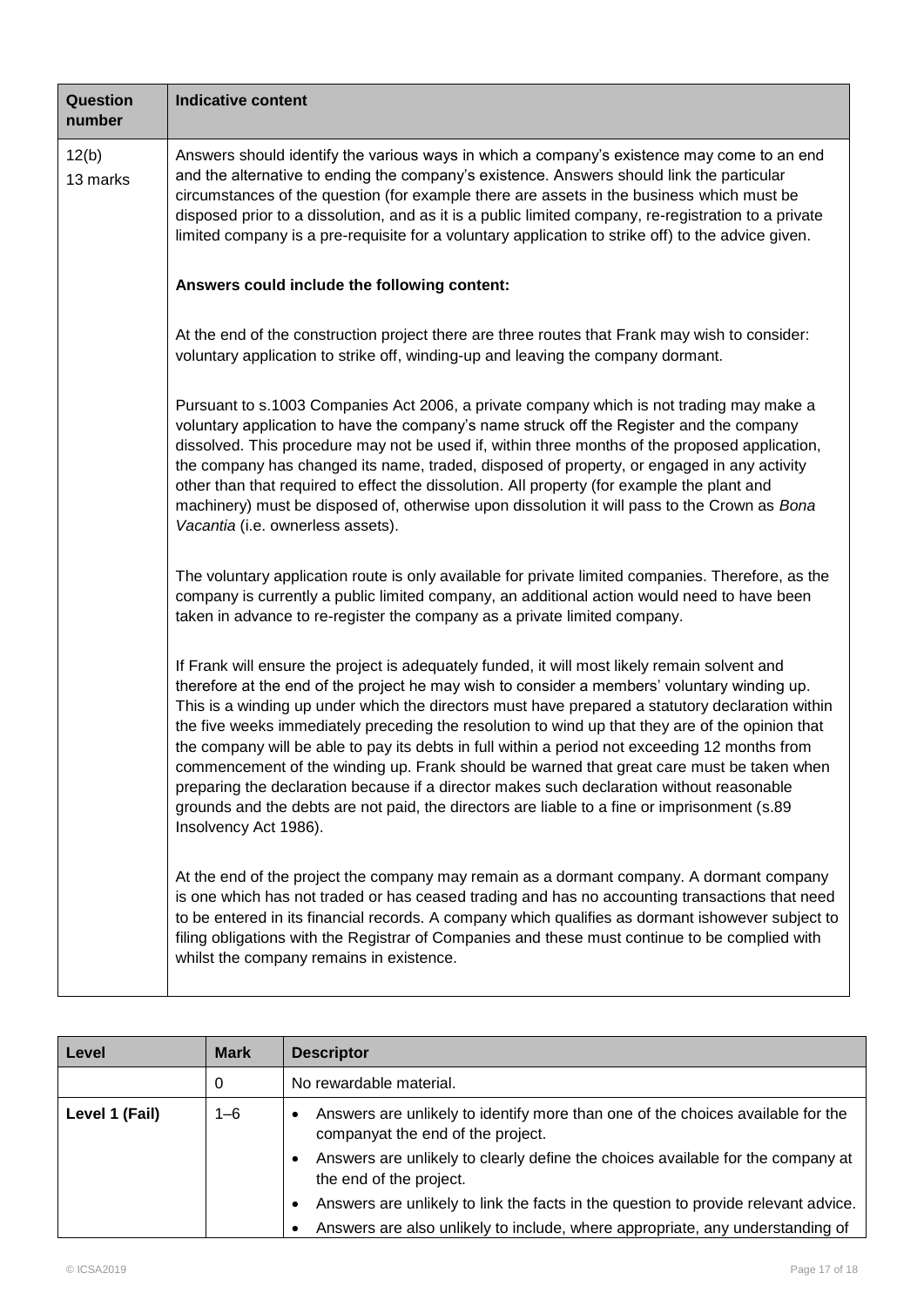| Question number | Indicative content |
|---|---|
| 12(b)<br>13 marks | Answers should identify the various ways in which a company's existence may come to an end and the alternative to ending the company's existence. Answers should link the particular circumstances of the question (for example there are assets in the business which must be disposed prior to a dissolution, and as it is a public limited company, re-registration to a private limited company is a pre-requisite for a voluntary application to strike off) to the advice given.<br><br>**Answers could include the following content:**<br><br>At the end of the construction project there are three routes that Frank may wish to consider: voluntary application to strike off, winding-up and leaving the company dormant.<br><br>Pursuant to s.1003 Companies Act 2006, a private company which is not trading may make a voluntary application to have the company's name struck off the Register and the company dissolved. This procedure may not be used if, within three months of the proposed application, the company has changed its name, traded, disposed of property, or engaged in any activity other than that required to effect the dissolution. All property (for example the plant and machinery) must be disposed of, otherwise upon dissolution it will pass to the Crown as *Bona Vacantia* (i.e. ownerless assets).<br><br>The voluntary application route is only available for private limited companies. Therefore, as the company is currently a public limited company, an additional action would need to have been taken in advance to re-register the company as a private limited company.<br><br>If Frank will ensure the project is adequately funded, it will most likely remain solvent and therefore at the end of the project he may wish to consider a members' voluntary winding up. This is a winding up under which the directors must have prepared a statutory declaration within the five weeks immediately preceding the resolution to wind up that they are of the opinion that the company will be able to pay its debts in full within a period not exceeding 12 months from commencement of the winding up. Frank should be warned that great care must be taken when preparing the declaration because if a director makes such declaration without reasonable grounds and the debts are not paid, the directors are liable to a fine or imprisonment (s.89 Insolvency Act 1986).<br><br>At the end of the project the company may remain as a dormant company. A dormant company is one which has not traded or has ceased trading and has no accounting transactions that need to be entered in its financial records. A company which qualifies as dormant ishowever subject to filing obligations with the Registrar of Companies and these must continue to be complied with whilst the company remains in existence. |

| Level | Mark | Descriptor |
|---|---|---|
| | 0 | No rewardable material. |
| **Level 1 (Fail)** | 1–6 | • Answers are unlikely to identify more than one of the choices available for the companyat the end of the project.<br>• Answers are unlikely to clearly define the choices available for the company at the end of the project.<br>• Answers are unlikely to link the facts in the question to provide relevant advice.<br>• Answers are also unlikely to include, where appropriate, any understanding of |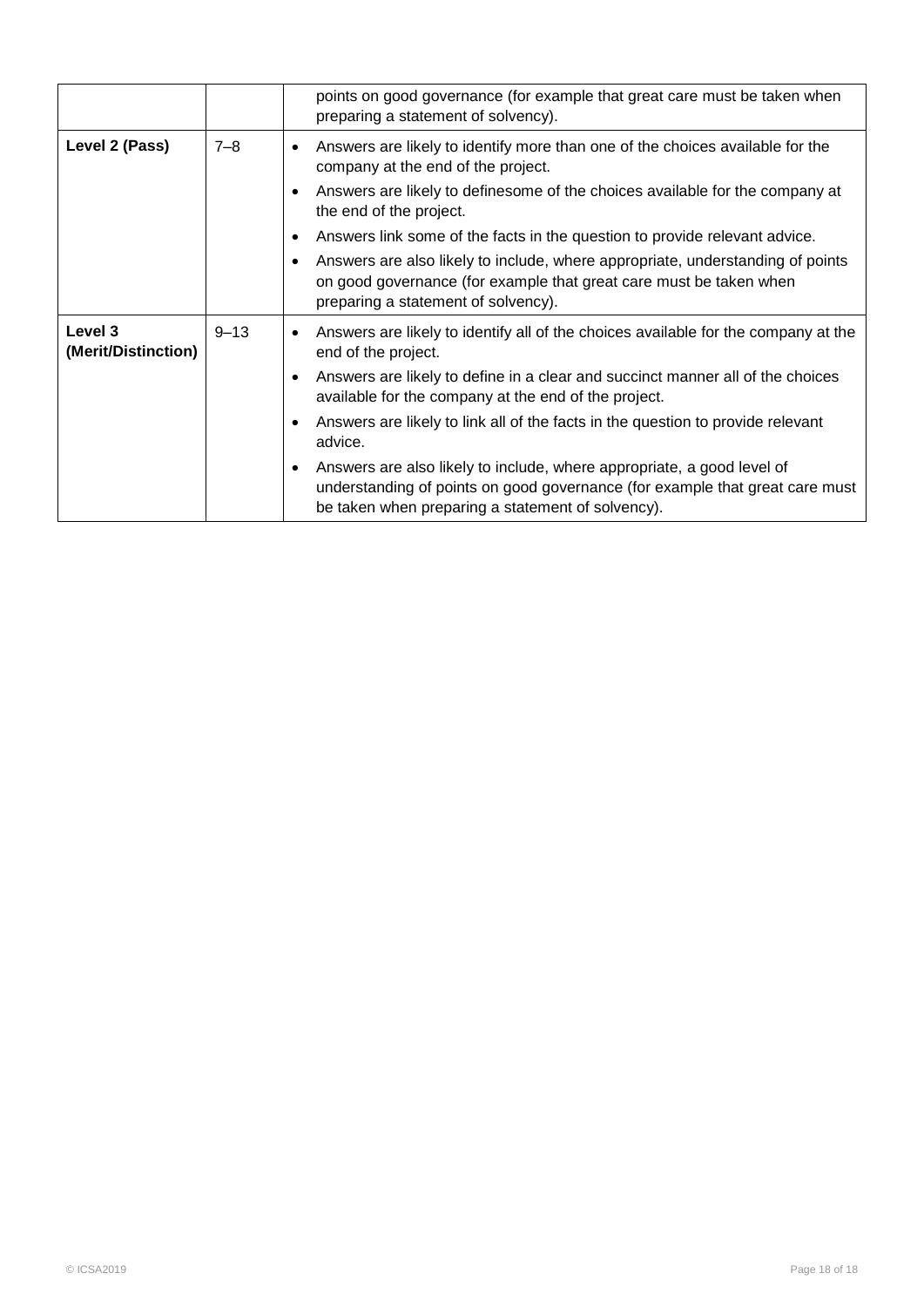| | | |
|---|---|---|
| | | points on good governance (for example that great care must be taken when preparing a statement of solvency). |
| **Level 2 (Pass)** | 7–8 | • Answers are likely to identify more than one of the choices available for the company at the end of the project.<br>• Answers are likely to definesome of the choices available for the company at the end of the project.<br>• Answers link some of the facts in the question to provide relevant advice.<br>• Answers are also likely to include, where appropriate, understanding of points on good governance (for example that great care must be taken when preparing a statement of solvency). |
| **Level 3 (Merit/Distinction)** | 9–13 | • Answers are likely to identify all of the choices available for the company at the end of the project.<br>• Answers are likely to define in a clear and succinct manner all of the choices available for the company at the end of the project.<br>• Answers are likely to link all of the facts in the question to provide relevant advice.<br>• Answers are also likely to include, where appropriate, a good level of understanding of points on good governance (for example that great care must be taken when preparing a statement of solvency). |